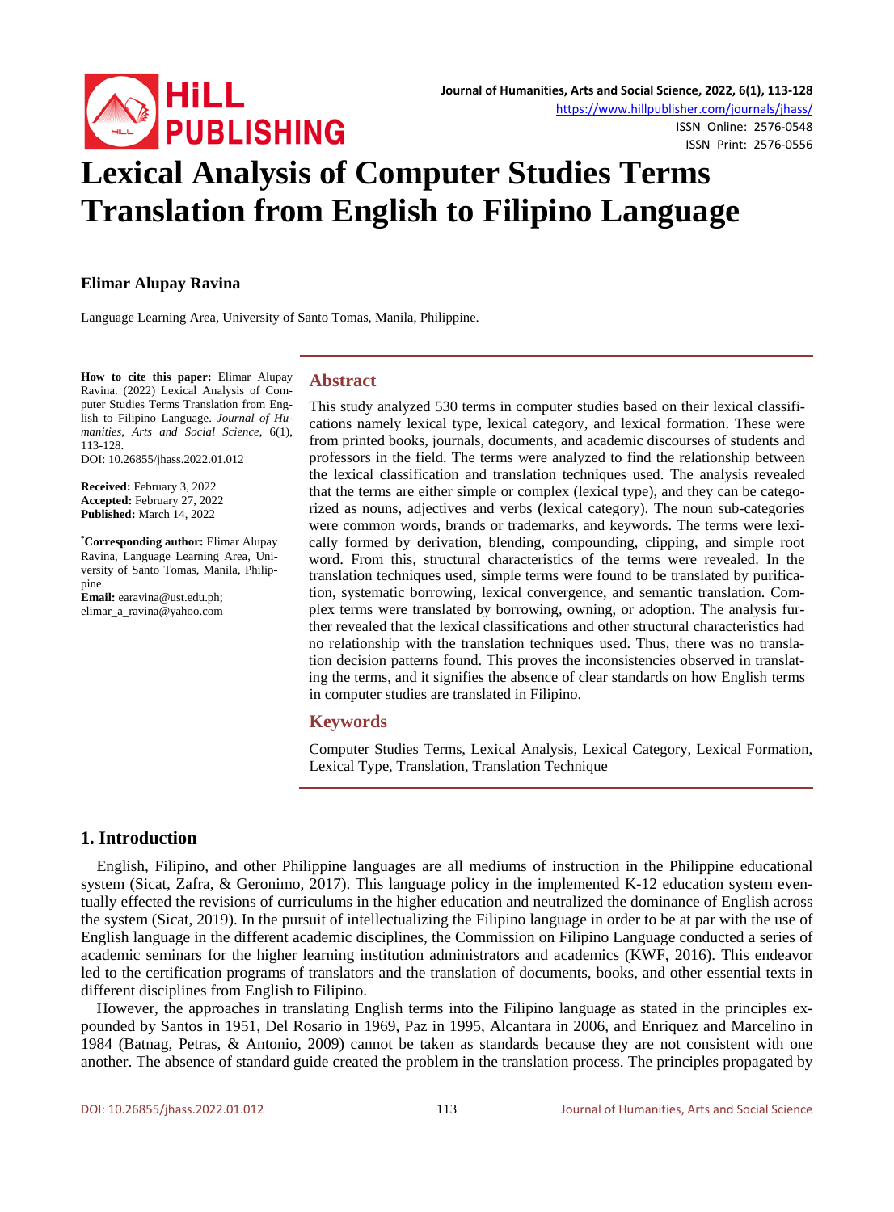# Lexical Analysis of Computer Studies Terms Translation from English to Filipino Language

**Elimar Alupay Ravina**

Language Learning Area, University of Santo Tomas, Manila, Philippine.

**How to cite this paper:** Elimar Alupay Ravina. (2022) Lexical Analysis of Computer Studies Terms Translation from English to Filipino Language. *Journal of Humanities, Arts and Social Science*, 6(1), 113-128.
DOI: 10.26855/jhass.2022.01.012

**Received:** February 3, 2022
**Accepted:** February 27, 2022
**Published:** March 14, 2022

**\*Corresponding author:** Elimar Alupay Ravina, Language Learning Area, University of Santo Tomas, Manila, Philippine.
**Email:** earavina@ust.edu.ph; elimar_a_ravina@yahoo.com

## Abstract

This study analyzed 530 terms in computer studies based on their lexical classifications namely lexical type, lexical category, and lexical formation. These were from printed books, journals, documents, and academic discourses of students and professors in the field. The terms were analyzed to find the relationship between the lexical classification and translation techniques used. The analysis revealed that the terms are either simple or complex (lexical type), and they can be categorized as nouns, adjectives and verbs (lexical category). The noun sub-categories were common words, brands or trademarks, and keywords. The terms were lexically formed by derivation, blending, compounding, clipping, and simple root word. From this, structural characteristics of the terms were revealed. In the translation techniques used, simple terms were found to be translated by purification, systematic borrowing, lexical convergence, and semantic translation. Complex terms were translated by borrowing, owning, or adoption. The analysis further revealed that the lexical classifications and other structural characteristics had no relationship with the translation techniques used. Thus, there was no translation decision patterns found. This proves the inconsistencies observed in translating the terms, and it signifies the absence of clear standards on how English terms in computer studies are translated in Filipino.

## Keywords

Computer Studies Terms, Lexical Analysis, Lexical Category, Lexical Formation, Lexical Type, Translation, Translation Technique

## 1. Introduction

English, Filipino, and other Philippine languages are all mediums of instruction in the Philippine educational system (Sicat, Zafra, & Geronimo, 2017). This language policy in the implemented K-12 education system eventually effected the revisions of curriculums in the higher education and neutralized the dominance of English across the system (Sicat, 2019). In the pursuit of intellectualizing the Filipino language in order to be at par with the use of English language in the different academic disciplines, the Commission on Filipino Language conducted a series of academic seminars for the higher learning institution administrators and academics (KWF, 2016). This endeavor led to the certification programs of translators and the translation of documents, books, and other essential texts in different disciplines from English to Filipino.

However, the approaches in translating English terms into the Filipino language as stated in the principles expounded by Santos in 1951, Del Rosario in 1969, Paz in 1995, Alcantara in 2006, and Enriquez and Marcelino in 1984 (Batnag, Petras, & Antonio, 2009) cannot be taken as standards because they are not consistent with one another. The absence of standard guide created the problem in the translation process. The principles propagated by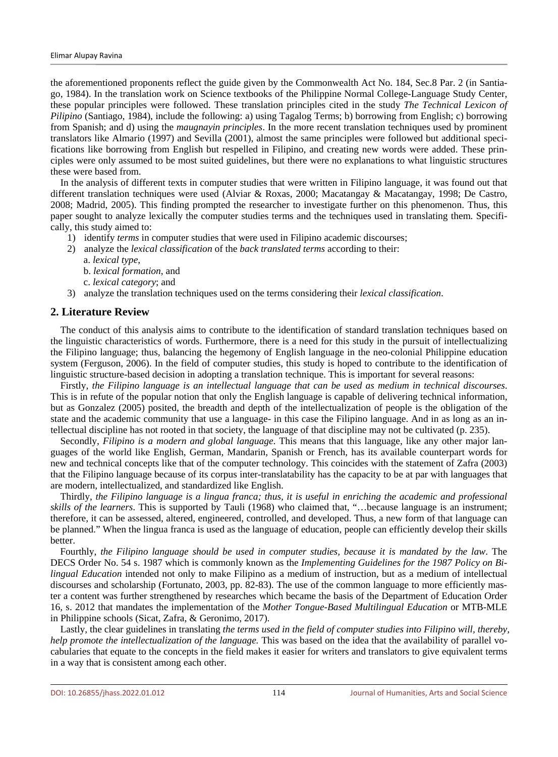the aforementioned proponents reflect the guide given by the Commonwealth Act No. 184, Sec.8 Par. 2 (in Santiago, 1984). In the translation work on Science textbooks of the Philippine Normal College-Language Study Center, these popular principles were followed. These translation principles cited in the study *The Technical Lexicon of Pilipino* (Santiago, 1984), include the following: a) using Tagalog Terms; b) borrowing from English; c) borrowing from Spanish; and d) using the *maugnayin principles*. In the more recent translation techniques used by prominent translators like Almario (1997) and Sevilla (2001), almost the same principles were followed but additional specifications like borrowing from English but respelled in Filipino, and creating new words were added. These principles were only assumed to be most suited guidelines, but there were no explanations to what linguistic structures these were based from.

In the analysis of different texts in computer studies that were written in Filipino language, it was found out that different translation techniques were used (Alviar & Roxas, 2000; Macatangay & Macatangay, 1998; De Castro, 2008; Madrid, 2005). This finding prompted the researcher to investigate further on this phenomenon. Thus, this paper sought to analyze lexically the computer studies terms and the techniques used in translating them. Specifically, this study aimed to:

1) identify *terms* in computer studies that were used in Filipino academic discourses;
2) analyze the *lexical classification* of the *back translated terms* according to their:
   a. *lexical type*,
   b. *lexical formation*, and
   c. *lexical category*; and
3) analyze the translation techniques used on the terms considering their *lexical classification*.

## 2. Literature Review

The conduct of this analysis aims to contribute to the identification of standard translation techniques based on the linguistic characteristics of words. Furthermore, there is a need for this study in the pursuit of intellectualizing the Filipino language; thus, balancing the hegemony of English language in the neo-colonial Philippine education system (Ferguson, 2006). In the field of computer studies, this study is hoped to contribute to the identification of linguistic structure-based decision in adopting a translation technique. This is important for several reasons:

Firstly, *the Filipino language is an intellectual language that can be used as medium in technical discourses*. This is in refute of the popular notion that only the English language is capable of delivering technical information, but as Gonzalez (2005) posited, the breadth and depth of the intellectualization of people is the obligation of the state and the academic community that use a language- in this case the Filipino language. And in as long as an intellectual discipline has not rooted in that society, the language of that discipline may not be cultivated (p. 235).

Secondly, *Filipino is a modern and global language*. This means that this language, like any other major languages of the world like English, German, Mandarin, Spanish or French, has its available counterpart words for new and technical concepts like that of the computer technology. This coincides with the statement of Zafra (2003) that the Filipino language because of its corpus inter-translatability has the capacity to be at par with languages that are modern, intellectualized, and standardized like English.

Thirdly, *the Filipino language is a lingua franca; thus, it is useful in enriching the academic and professional skills of the learners*. This is supported by Tauli (1968) who claimed that, "…because language is an instrument; therefore, it can be assessed, altered, engineered, controlled, and developed. Thus, a new form of that language can be planned." When the lingua franca is used as the language of education, people can efficiently develop their skills better.

Fourthly, *the Filipino language should be used in computer studies, because it is mandated by the law*. The DECS Order No. 54 s. 1987 which is commonly known as the *Implementing Guidelines for the 1987 Policy on Bilingual Education* intended not only to make Filipino as a medium of instruction, but as a medium of intellectual discourses and scholarship (Fortunato, 2003, pp. 82-83). The use of the common language to more efficiently master a content was further strengthened by researches which became the basis of the Department of Education Order 16, s. 2012 that mandates the implementation of the *Mother Tongue-Based Multilingual Education* or MTB-MLE in Philippine schools (Sicat, Zafra, & Geronimo, 2017).

Lastly, the clear guidelines in translating *the terms used in the field of computer studies into Filipino will, thereby, help promote the intellectualization of the language.* This was based on the idea that the availability of parallel vocabularies that equate to the concepts in the field makes it easier for writers and translators to give equivalent terms in a way that is consistent among each other.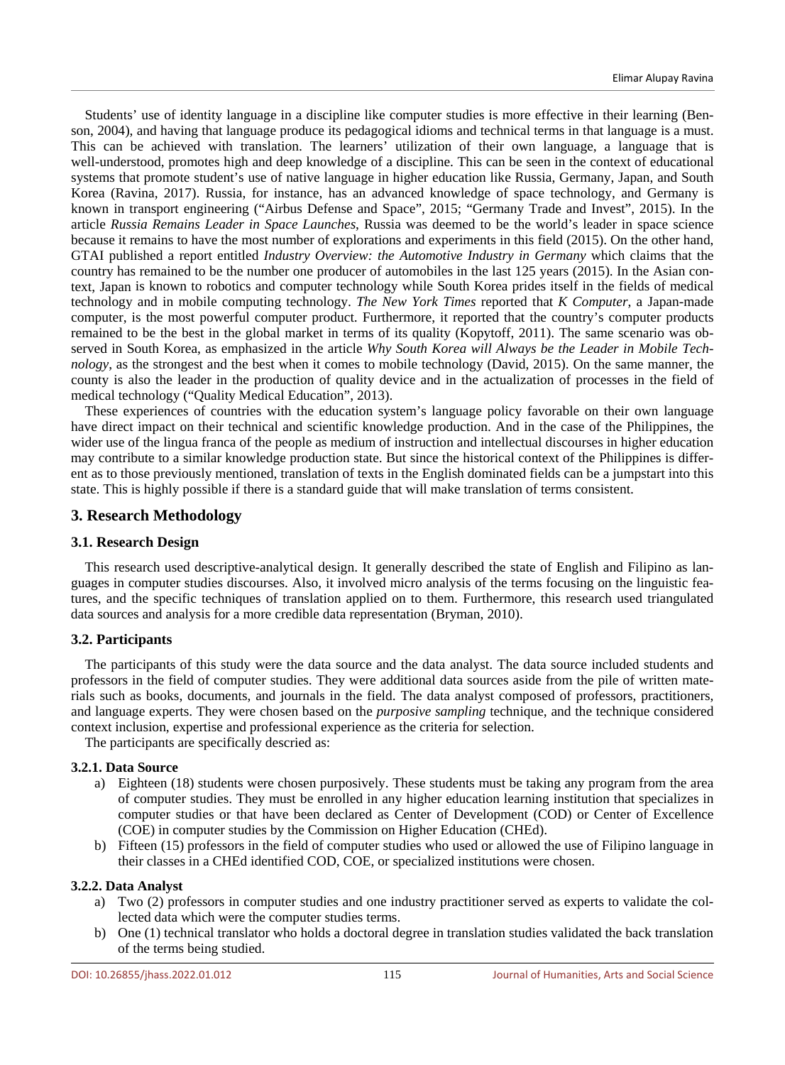Students' use of identity language in a discipline like computer studies is more effective in their learning (Benson, 2004), and having that language produce its pedagogical idioms and technical terms in that language is a must. This can be achieved with translation. The learners' utilization of their own language, a language that is well-understood, promotes high and deep knowledge of a discipline. This can be seen in the context of educational systems that promote student's use of native language in higher education like Russia, Germany, Japan, and South Korea (Ravina, 2017). Russia, for instance, has an advanced knowledge of space technology, and Germany is known in transport engineering ("Airbus Defense and Space", 2015; "Germany Trade and Invest", 2015). In the article *Russia Remains Leader in Space Launches*, Russia was deemed to be the world's leader in space science because it remains to have the most number of explorations and experiments in this field (2015). On the other hand, GTAI published a report entitled *Industry Overview: the Automotive Industry in Germany* which claims that the country has remained to be the number one producer of automobiles in the last 125 years (2015). In the Asian context, Japan is known to robotics and computer technology while South Korea prides itself in the fields of medical technology and in mobile computing technology. *The New York Times* reported that *K Computer*, a Japan-made computer, is the most powerful computer product. Furthermore, it reported that the country's computer products remained to be the best in the global market in terms of its quality (Kopytoff, 2011). The same scenario was observed in South Korea, as emphasized in the article *Why South Korea will Always be the Leader in Mobile Technology*, as the strongest and the best when it comes to mobile technology (David, 2015). On the same manner, the county is also the leader in the production of quality device and in the actualization of processes in the field of medical technology ("Quality Medical Education", 2013).

These experiences of countries with the education system's language policy favorable on their own language have direct impact on their technical and scientific knowledge production. And in the case of the Philippines, the wider use of the lingua franca of the people as medium of instruction and intellectual discourses in higher education may contribute to a similar knowledge production state. But since the historical context of the Philippines is different as to those previously mentioned, translation of texts in the English dominated fields can be a jumpstart into this state. This is highly possible if there is a standard guide that will make translation of terms consistent.

## 3. Research Methodology

### 3.1. Research Design

This research used descriptive-analytical design. It generally described the state of English and Filipino as languages in computer studies discourses. Also, it involved micro analysis of the terms focusing on the linguistic features, and the specific techniques of translation applied on to them. Furthermore, this research used triangulated data sources and analysis for a more credible data representation (Bryman, 2010).

### 3.2. Participants

The participants of this study were the data source and the data analyst. The data source included students and professors in the field of computer studies. They were additional data sources aside from the pile of written materials such as books, documents, and journals in the field. The data analyst composed of professors, practitioners, and language experts. They were chosen based on the *purposive sampling* technique, and the technique considered context inclusion, expertise and professional experience as the criteria for selection.

The participants are specifically descried as:

#### 3.2.1. Data Source

a) Eighteen (18) students were chosen purposively. These students must be taking any program from the area of computer studies. They must be enrolled in any higher education learning institution that specializes in computer studies or that have been declared as Center of Development (COD) or Center of Excellence (COE) in computer studies by the Commission on Higher Education (CHEd).

b) Fifteen (15) professors in the field of computer studies who used or allowed the use of Filipino language in their classes in a CHEd identified COD, COE, or specialized institutions were chosen.

#### 3.2.2. Data Analyst

a) Two (2) professors in computer studies and one industry practitioner served as experts to validate the collected data which were the computer studies terms.

b) One (1) technical translator who holds a doctoral degree in translation studies validated the back translation of the terms being studied.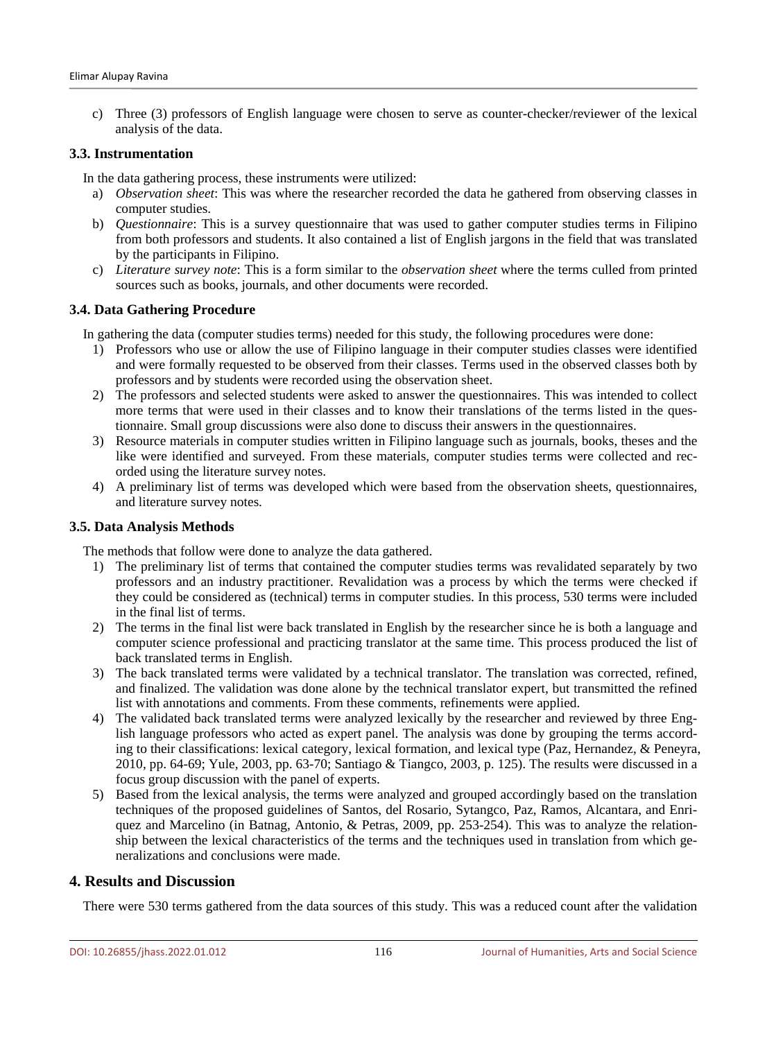c) Three (3) professors of English language were chosen to serve as counter-checker/reviewer of the lexical analysis of the data.

### 3.3. Instrumentation

In the data gathering process, these instruments were utilized:

a) *Observation sheet*: This was where the researcher recorded the data he gathered from observing classes in computer studies.
b) *Questionnaire*: This is a survey questionnaire that was used to gather computer studies terms in Filipino from both professors and students. It also contained a list of English jargons in the field that was translated by the participants in Filipino.
c) *Literature survey note*: This is a form similar to the *observation sheet* where the terms culled from printed sources such as books, journals, and other documents were recorded.

### 3.4. Data Gathering Procedure

In gathering the data (computer studies terms) needed for this study, the following procedures were done:

1) Professors who use or allow the use of Filipino language in their computer studies classes were identified and were formally requested to be observed from their classes. Terms used in the observed classes both by professors and by students were recorded using the observation sheet.
2) The professors and selected students were asked to answer the questionnaires. This was intended to collect more terms that were used in their classes and to know their translations of the terms listed in the questionnaire. Small group discussions were also done to discuss their answers in the questionnaires.
3) Resource materials in computer studies written in Filipino language such as journals, books, theses and the like were identified and surveyed. From these materials, computer studies terms were collected and recorded using the literature survey notes.
4) A preliminary list of terms was developed which were based from the observation sheets, questionnaires, and literature survey notes.

### 3.5. Data Analysis Methods

The methods that follow were done to analyze the data gathered.

1) The preliminary list of terms that contained the computer studies terms was revalidated separately by two professors and an industry practitioner. Revalidation was a process by which the terms were checked if they could be considered as (technical) terms in computer studies. In this process, 530 terms were included in the final list of terms.
2) The terms in the final list were back translated in English by the researcher since he is both a language and computer science professional and practicing translator at the same time. This process produced the list of back translated terms in English.
3) The back translated terms were validated by a technical translator. The translation was corrected, refined, and finalized. The validation was done alone by the technical translator expert, but transmitted the refined list with annotations and comments. From these comments, refinements were applied.
4) The validated back translated terms were analyzed lexically by the researcher and reviewed by three English language professors who acted as expert panel. The analysis was done by grouping the terms according to their classifications: lexical category, lexical formation, and lexical type (Paz, Hernandez, & Peneyra, 2010, pp. 64-69; Yule, 2003, pp. 63-70; Santiago & Tiangco, 2003, p. 125). The results were discussed in a focus group discussion with the panel of experts.
5) Based from the lexical analysis, the terms were analyzed and grouped accordingly based on the translation techniques of the proposed guidelines of Santos, del Rosario, Sytangco, Paz, Ramos, Alcantara, and Enriquez and Marcelino (in Batnag, Antonio, & Petras, 2009, pp. 253-254). This was to analyze the relationship between the lexical characteristics of the terms and the techniques used in translation from which generalizations and conclusions were made.

## 4. Results and Discussion

There were 530 terms gathered from the data sources of this study. This was a reduced count after the validation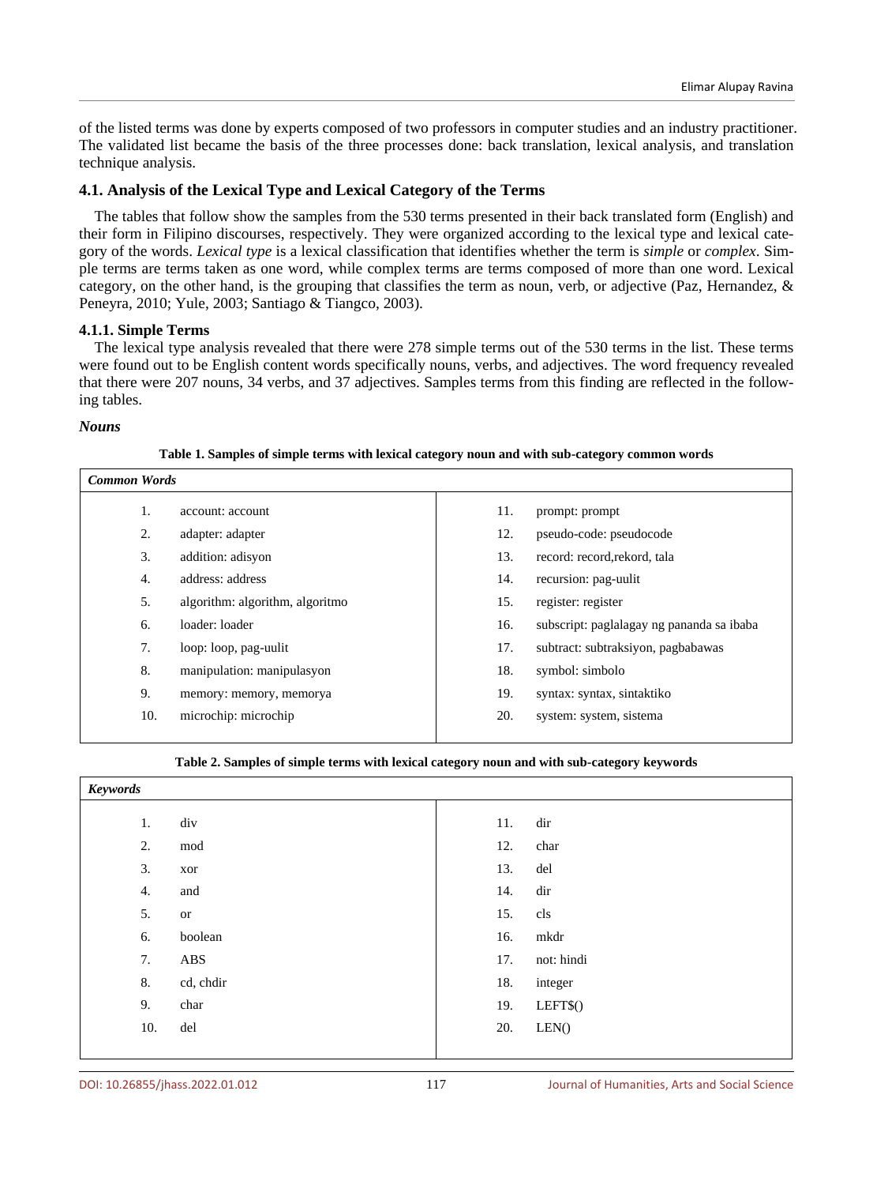of the listed terms was done by experts composed of two professors in computer studies and an industry practitioner. The validated list became the basis of the three processes done: back translation, lexical analysis, and translation technique analysis.

### 4.1. Analysis of the Lexical Type and Lexical Category of the Terms

The tables that follow show the samples from the 530 terms presented in their back translated form (English) and their form in Filipino discourses, respectively. They were organized according to the lexical type and lexical category of the words. *Lexical type* is a lexical classification that identifies whether the term is *simple* or *complex*. Simple terms are terms taken as one word, while complex terms are terms composed of more than one word. Lexical category, on the other hand, is the grouping that classifies the term as noun, verb, or adjective (Paz, Hernandez, & Peneyra, 2010; Yule, 2003; Santiago & Tiangco, 2003).

#### 4.1.1. Simple Terms

The lexical type analysis revealed that there were 278 simple terms out of the 530 terms in the list. These terms were found out to be English content words specifically nouns, verbs, and adjectives. The word frequency revealed that there were 207 nouns, 34 verbs, and 37 adjectives. Samples terms from this finding are reflected in the following tables.

***Nouns***

**Table 1. Samples of simple terms with lexical category noun and with sub-category common words**

| *Common Words* | | | |
|---|---|---|---|
| 1. | account: account | 11. | prompt: prompt |
| 2. | adapter: adapter | 12. | pseudo-code: pseudocode |
| 3. | addition: adisyon | 13. | record: record,rekord, tala |
| 4. | address: address | 14. | recursion: pag-uulit |
| 5. | algorithm: algorithm, algoritmo | 15. | register: register |
| 6. | loader: loader | 16. | subscript: paglalagay ng pananda sa ibaba |
| 7. | loop: loop, pag-uulit | 17. | subtract: subtraksiyon, pagbabawas |
| 8. | manipulation: manipulasyon | 18. | symbol: simbolo |
| 9. | memory: memory, memorya | 19. | syntax: syntax, sintaktiko |
| 10. | microchip: microchip | 20. | system: system, sistema |

**Table 2. Samples of simple terms with lexical category noun and with sub-category keywords**

| *Keywords* | | | |
|---|---|---|---|
| 1. | div | 11. | dir |
| 2. | mod | 12. | char |
| 3. | xor | 13. | del |
| 4. | and | 14. | dir |
| 5. | or | 15. | cls |
| 6. | boolean | 16. | mkdr |
| 7. | ABS | 17. | not: hindi |
| 8. | cd, chdir | 18. | integer |
| 9. | char | 19. | LEFT$() |
| 10. | del | 20. | LEN() |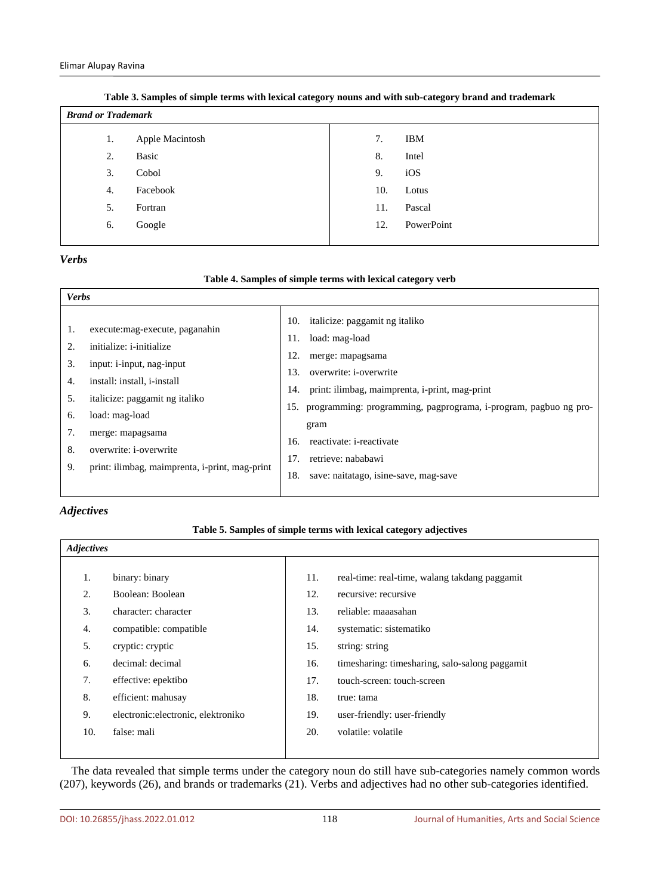**Table 3. Samples of simple terms with lexical category nouns and with sub-category brand and trademark**

| *Brand or Trademark* | | | |
|---|---|---|---|
| 1. | Apple Macintosh | 7. | IBM |
| 2. | Basic | 8. | Intel |
| 3. | Cobol | 9. | iOS |
| 4. | Facebook | 10. | Lotus |
| 5. | Fortran | 11. | Pascal |
| 6. | Google | 12. | PowerPoint |

### *Verbs*

**Table 4. Samples of simple terms with lexical category verb**

| *Verbs* | | | |
|---|---|---|---|
| 1. | execute:mag-execute, paganahin | 10. | italicize: paggamit ng italiko |
| 2. | initialize: i-initialize | 11. | load: mag-load |
| 3. | input: i-input, nag-input | 12. | merge: mapagsama |
| 4. | install: install, i-install | 13. | overwrite: i-overwrite |
| 5. | italicize: paggamit ng italiko | 14. | print: ilimbag, maimprenta, i-print, mag-print |
| 6. | load: mag-load | 15. | programming: programming, pagprograma, i-program, pagbuo ng program |
| 7. | merge: mapagsama | 16. | reactivate: i-reactivate |
| 8. | overwrite: i-overwrite | 17. | retrieve: nababawi |
| 9. | print: ilimbag, maimprenta, i-print, mag-print | 18. | save: naitatago, isine-save, mag-save |

### *Adjectives*

**Table 5. Samples of simple terms with lexical category adjectives**

| *Adjectives* | | | |
|---|---|---|---|
| 1. | binary: binary | 11. | real-time: real-time, walang takdang paggamit |
| 2. | Boolean: Boolean | 12. | recursive: recursive |
| 3. | character: character | 13. | reliable: maaasahan |
| 4. | compatible: compatible | 14. | systematic: sistematiko |
| 5. | cryptic: cryptic | 15. | string: string |
| 6. | decimal: decimal | 16. | timesharing: timesharing, salo-salong paggamit |
| 7. | effective: epektibo | 17. | touch-screen: touch-screen |
| 8. | efficient: mahusay | 18. | true: tama |
| 9. | electronic:electronic, elektroniko | 19. | user-friendly: user-friendly |
| 10. | false: mali | 20. | volatile: volatile |

The data revealed that simple terms under the category noun do still have sub-categories namely common words (207), keywords (26), and brands or trademarks (21). Verbs and adjectives had no other sub-categories identified.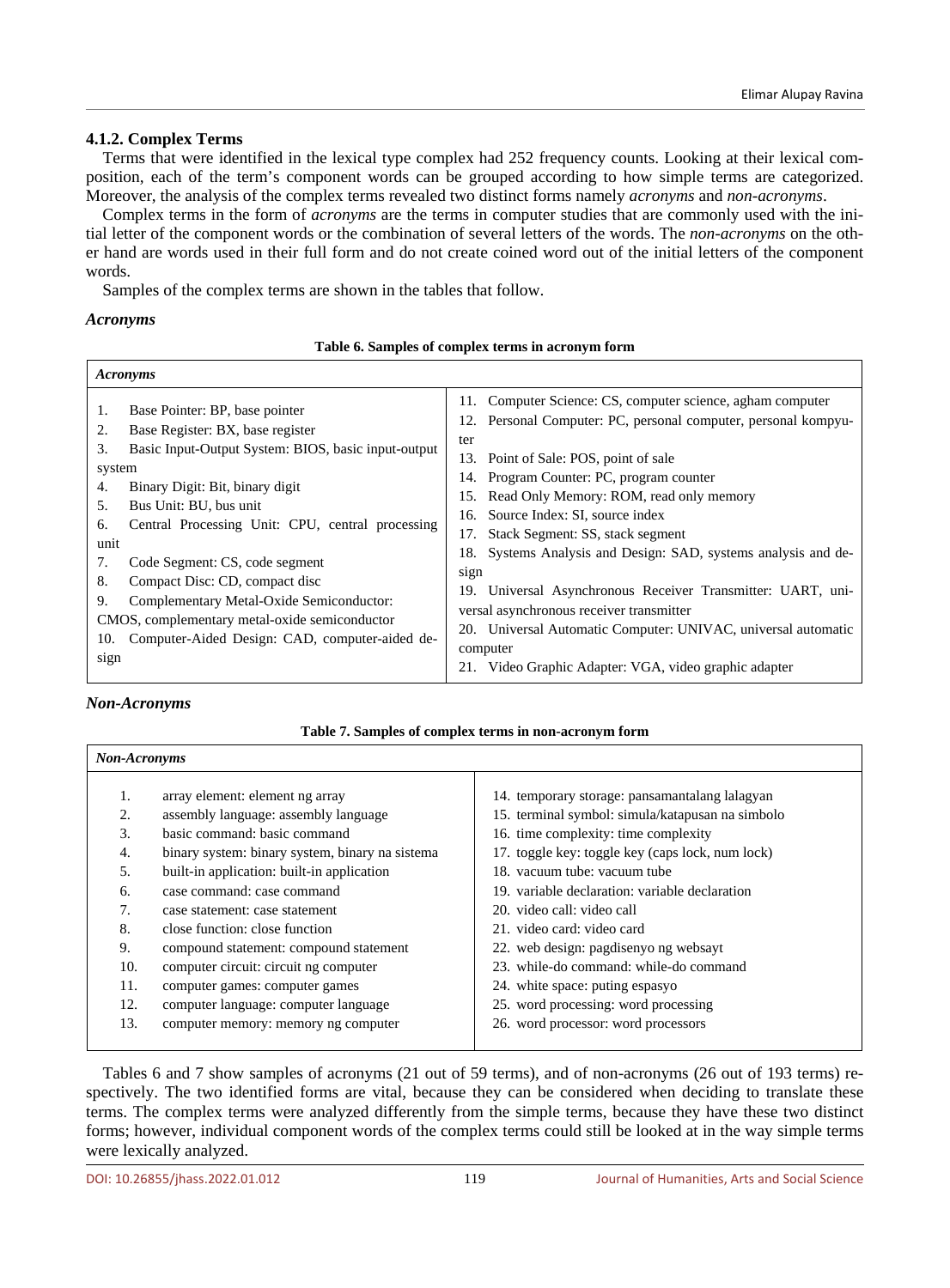### 4.1.2. Complex Terms

Terms that were identified in the lexical type complex had 252 frequency counts. Looking at their lexical composition, each of the term's component words can be grouped according to how simple terms are categorized. Moreover, the analysis of the complex terms revealed two distinct forms namely *acronyms* and *non-acronyms*.

Complex terms in the form of *acronyms* are the terms in computer studies that are commonly used with the initial letter of the component words or the combination of several letters of the words. The *non-acronyms* on the other hand are words used in their full form and do not create coined word out of the initial letters of the component words.

Samples of the complex terms are shown in the tables that follow.

***Acronyms***

**Table 6. Samples of complex terms in acronym form**

| *Acronyms* | |
|---|---|
| 1. Base Pointer: BP, base pointer | 11. Computer Science: CS, computer science, agham computer |
| 2. Base Register: BX, base register | 12. Personal Computer: PC, personal computer, personal kompyuter |
| 3. Basic Input-Output System: BIOS, basic input-output system | 13. Point of Sale: POS, point of sale |
| 4. Binary Digit: Bit, binary digit | 14. Program Counter: PC, program counter |
| 5. Bus Unit: BU, bus unit | 15. Read Only Memory: ROM, read only memory |
| 6. Central Processing Unit: CPU, central processing unit | 16. Source Index: SI, source index |
| 7. Code Segment: CS, code segment | 17. Stack Segment: SS, stack segment |
| 8. Compact Disc: CD, compact disc | 18. Systems Analysis and Design: SAD, systems analysis and design |
| 9. Complementary Metal-Oxide Semiconductor: CMOS, complementary metal-oxide semiconductor | 19. Universal Asynchronous Receiver Transmitter: UART, universal asynchronous receiver transmitter |
| 10. Computer-Aided Design: CAD, computer-aided design | 20. Universal Automatic Computer: UNIVAC, universal automatic computer |
| | 21. Video Graphic Adapter: VGA, video graphic adapter |

***Non-Acronyms***

**Table 7. Samples of complex terms in non-acronym form**

| *Non-Acronyms* | |
|---|---|
| 1. array element: element ng array | 14. temporary storage: pansamantalang lalagyan |
| 2. assembly language: assembly language | 15. terminal symbol: simula/katapusan na simbolo |
| 3. basic command: basic command | 16. time complexity: time complexity |
| 4. binary system: binary system, binary na sistema | 17. toggle key: toggle key (caps lock, num lock) |
| 5. built-in application: built-in application | 18. vacuum tube: vacuum tube |
| 6. case command: case command | 19. variable declaration: variable declaration |
| 7. case statement: case statement | 20. video call: video call |
| 8. close function: close function | 21. video card: video card |
| 9. compound statement: compound statement | 22. web design: pagdisenyo ng websayt |
| 10. computer circuit: circuit ng computer | 23. while-do command: while-do command |
| 11. computer games: computer games | 24. white space: puting espasyo |
| 12. computer language: computer language | 25. word processing: word processing |
| 13. computer memory: memory ng computer | 26. word processor: word processors |

Tables 6 and 7 show samples of acronyms (21 out of 59 terms), and of non-acronyms (26 out of 193 terms) respectively. The two identified forms are vital, because they can be considered when deciding to translate these terms. The complex terms were analyzed differently from the simple terms, because they have these two distinct forms; however, individual component words of the complex terms could still be looked at in the way simple terms were lexically analyzed.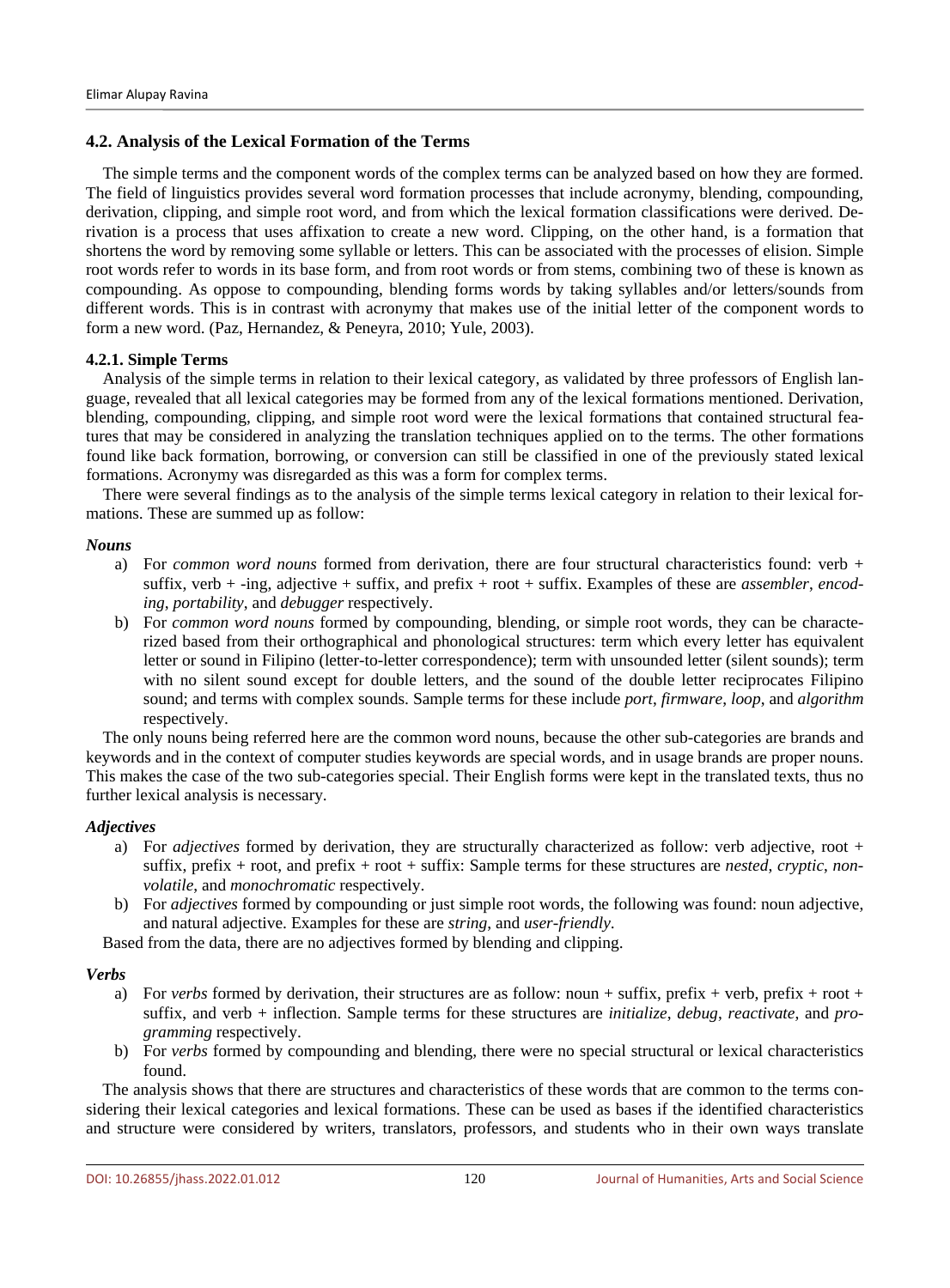### 4.2. Analysis of the Lexical Formation of the Terms

The simple terms and the component words of the complex terms can be analyzed based on how they are formed. The field of linguistics provides several word formation processes that include acronymy, blending, compounding, derivation, clipping, and simple root word, and from which the lexical formation classifications were derived. Derivation is a process that uses affixation to create a new word. Clipping, on the other hand, is a formation that shortens the word by removing some syllable or letters. This can be associated with the processes of elision. Simple root words refer to words in its base form, and from root words or from stems, combining two of these is known as compounding. As oppose to compounding, blending forms words by taking syllables and/or letters/sounds from different words. This is in contrast with acronymy that makes use of the initial letter of the component words to form a new word. (Paz, Hernandez, & Peneyra, 2010; Yule, 2003).

#### 4.2.1. Simple Terms

Analysis of the simple terms in relation to their lexical category, as validated by three professors of English language, revealed that all lexical categories may be formed from any of the lexical formations mentioned. Derivation, blending, compounding, clipping, and simple root word were the lexical formations that contained structural features that may be considered in analyzing the translation techniques applied on to the terms. The other formations found like back formation, borrowing, or conversion can still be classified in one of the previously stated lexical formations. Acronymy was disregarded as this was a form for complex terms.

There were several findings as to the analysis of the simple terms lexical category in relation to their lexical formations. These are summed up as follow:

***Nouns***

a) For *common word nouns* formed from derivation, there are four structural characteristics found: verb + suffix, verb + -ing, adjective + suffix, and prefix + root + suffix. Examples of these are *assembler*, *encoding*, *portability*, and *debugger* respectively.

b) For *common word nouns* formed by compounding, blending, or simple root words, they can be characterized based from their orthographical and phonological structures: term which every letter has equivalent letter or sound in Filipino (letter-to-letter correspondence); term with unsounded letter (silent sounds); term with no silent sound except for double letters, and the sound of the double letter reciprocates Filipino sound; and terms with complex sounds. Sample terms for these include *port*, *firmware*, *loop*, and *algorithm* respectively.

The only nouns being referred here are the common word nouns, because the other sub-categories are brands and keywords and in the context of computer studies keywords are special words, and in usage brands are proper nouns. This makes the case of the two sub-categories special. Their English forms were kept in the translated texts, thus no further lexical analysis is necessary.

***Adjectives***

a) For *adjectives* formed by derivation, they are structurally characterized as follow: verb adjective, root + suffix, prefix + root, and prefix + root + suffix: Sample terms for these structures are *nested*, *cryptic*, *non-volatile*, and *monochromatic* respectively.

b) For *adjectives* formed by compounding or just simple root words, the following was found: noun adjective, and natural adjective. Examples for these are *string*, and *user-friendly*.

Based from the data, there are no adjectives formed by blending and clipping.

***Verbs***

a) For *verbs* formed by derivation, their structures are as follow: noun + suffix, prefix + verb, prefix + root + suffix, and verb + inflection. Sample terms for these structures are *initialize*, *debug*, *reactivate*, and *programming* respectively.

b) For *verbs* formed by compounding and blending, there were no special structural or lexical characteristics found.

The analysis shows that there are structures and characteristics of these words that are common to the terms considering their lexical categories and lexical formations. These can be used as bases if the identified characteristics and structure were considered by writers, translators, professors, and students who in their own ways translate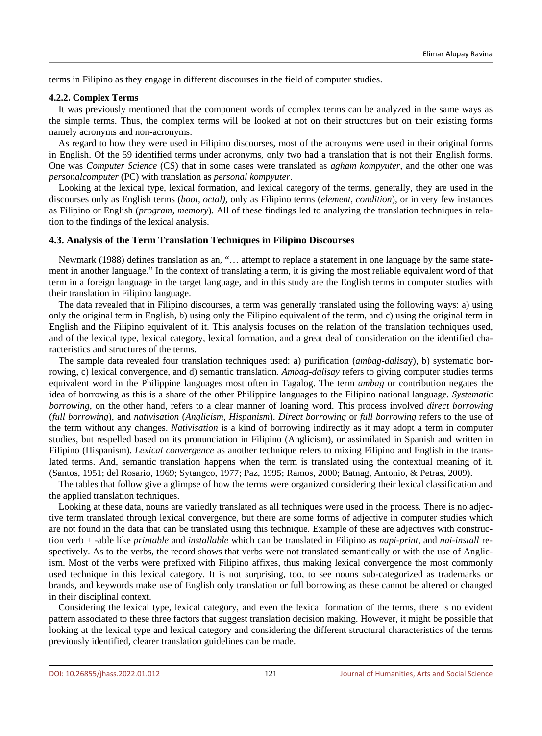terms in Filipino as they engage in different discourses in the field of computer studies.

#### 4.2.2. Complex Terms

It was previously mentioned that the component words of complex terms can be analyzed in the same ways as the simple terms. Thus, the complex terms will be looked at not on their structures but on their existing forms namely acronyms and non-acronyms.

As regard to how they were used in Filipino discourses, most of the acronyms were used in their original forms in English. Of the 59 identified terms under acronyms, only two had a translation that is not their English forms. One was *Computer Science* (CS) that in some cases were translated as *agham kompyuter*, and the other one was *personalcomputer* (PC) with translation as *personal kompyuter*.

Looking at the lexical type, lexical formation, and lexical category of the terms, generally, they are used in the discourses only as English terms (*boot, octal)*, only as Filipino terms (*element, condition*), or in very few instances as Filipino or English (*program, memory*). All of these findings led to analyzing the translation techniques in relation to the findings of the lexical analysis.

### 4.3. Analysis of the Term Translation Techniques in Filipino Discourses

Newmark (1988) defines translation as an, "… attempt to replace a statement in one language by the same statement in another language." In the context of translating a term, it is giving the most reliable equivalent word of that term in a foreign language in the target language, and in this study are the English terms in computer studies with their translation in Filipino language.

The data revealed that in Filipino discourses, a term was generally translated using the following ways: a) using only the original term in English, b) using only the Filipino equivalent of the term, and c) using the original term in English and the Filipino equivalent of it. This analysis focuses on the relation of the translation techniques used, and of the lexical type, lexical category, lexical formation, and a great deal of consideration on the identified characteristics and structures of the terms.

The sample data revealed four translation techniques used: a) purification (*ambag-dalisa*y), b) systematic borrowing, c) lexical convergence, and d) semantic translation*. Ambag-dalisay* refers to giving computer studies terms equivalent word in the Philippine languages most often in Tagalog. The term *ambag* or contribution negates the idea of borrowing as this is a share of the other Philippine languages to the Filipino national language. *Systematic borrowing*, on the other hand, refers to a clear manner of loaning word. This process involved *direct borrowing* (*full borrowing*), and *nativisation* (*Anglicism*, *Hispanism*). *Direct borrowing* or *full borrowing* refers to the use of the term without any changes. *Nativisation* is a kind of borrowing indirectly as it may adopt a term in computer studies, but respelled based on its pronunciation in Filipino (Anglicism), or assimilated in Spanish and written in Filipino (Hispanism). *Lexical convergence* as another technique refers to mixing Filipino and English in the translated terms. And, semantic translation happens when the term is translated using the contextual meaning of it. (Santos, 1951; del Rosario, 1969; Sytangco, 1977; Paz, 1995; Ramos, 2000; Batnag, Antonio, & Petras, 2009).

The tables that follow give a glimpse of how the terms were organized considering their lexical classification and the applied translation techniques.

Looking at these data, nouns are variedly translated as all techniques were used in the process. There is no adjective term translated through lexical convergence, but there are some forms of adjective in computer studies which are not found in the data that can be translated using this technique. Example of these are adjectives with construction verb + -able like *printable* and *installable* which can be translated in Filipino as *napi-print*, and *nai-install* respectively. As to the verbs, the record shows that verbs were not translated semantically or with the use of Anglicism. Most of the verbs were prefixed with Filipino affixes, thus making lexical convergence the most commonly used technique in this lexical category. It is not surprising, too, to see nouns sub-categorized as trademarks or brands, and keywords make use of English only translation or full borrowing as these cannot be altered or changed in their disciplinal context.

Considering the lexical type, lexical category, and even the lexical formation of the terms, there is no evident pattern associated to these three factors that suggest translation decision making. However, it might be possible that looking at the lexical type and lexical category and considering the different structural characteristics of the terms previously identified, clearer translation guidelines can be made.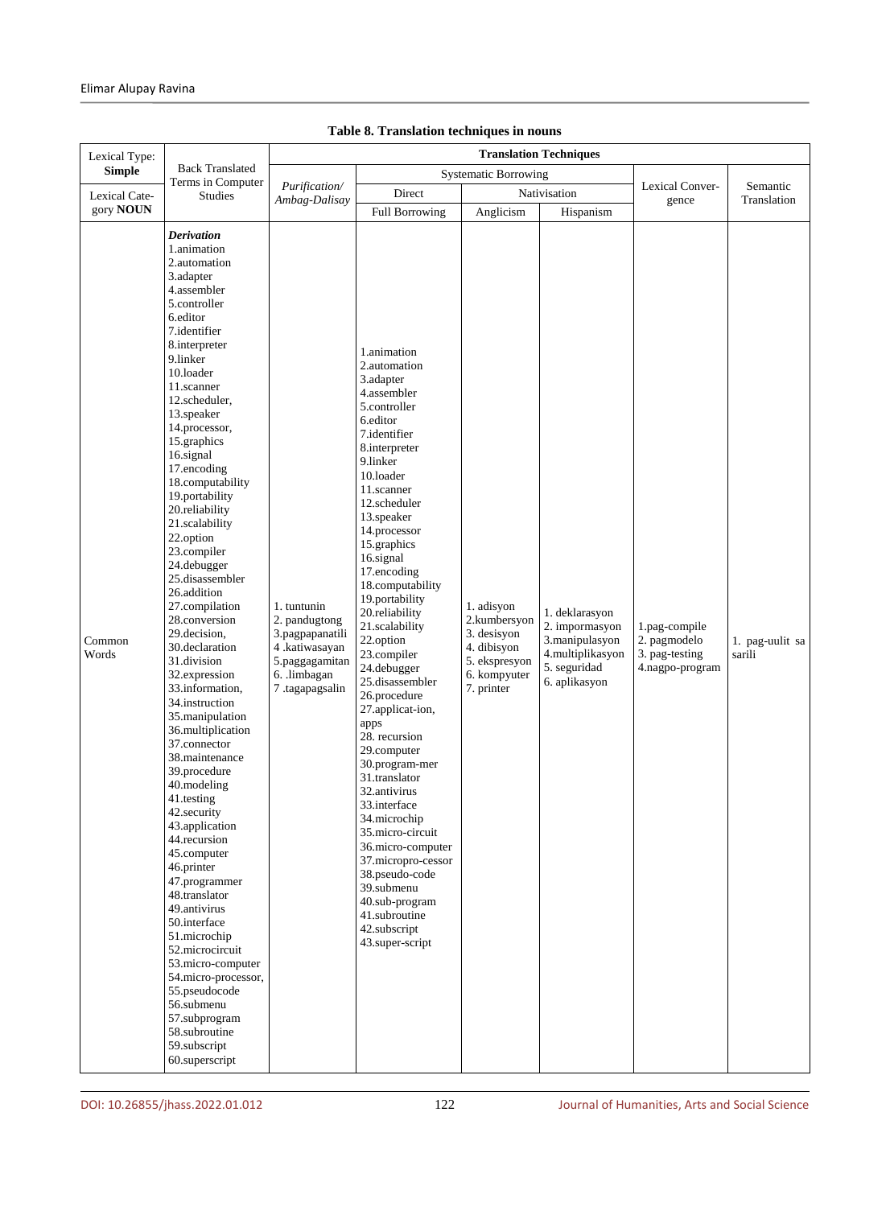**Table 8. Translation techniques in nouns**

| Lexical Type: **Simple** / Lexical Category **NOUN** | Back Translated Terms in Computer Studies | Translation Techniques | | | | | |
|---|---|---|---|---|---|---|---|
| | | *Purification/ Ambag-Dalisay* | Systematic Borrowing | | | Lexical Convergence | Semantic Translation |
| | | | Direct | Nativisation | | | |
| | | | Full Borrowing | Anglicism | Hispanism | | |
| Common Words | ***Derivation*** 1.animation 2.automation 3.adapter 4.assembler 5.controller 6.editor 7.identifier 8.interpreter 9.linker 10.loader 11.scanner 12.scheduler, 13.speaker 14.processor, 15.graphics 16.signal 17.encoding 18.computability 19.portability 20.reliability 21.scalability 22.option 23.compiler 24.debugger 25.disassembler 26.addition 27.compilation 28.conversion 29.decision, 30.declaration 31.division 32.expression 33.information, 34.instruction 35.manipulation 36.multiplication 37.connector 38.maintenance 39.procedure 40.modeling 41.testing 42.security 43.application 44.recursion 45.computer 46.printer 47.programmer 48.translator 49.antivirus 50.interface 51.microchip 52.microcircuit 53.micro-computer 54.micro-processor, 55.pseudocode 56.submenu 57.subprogram 58.subroutine 59.subscript 60.superscript | 1. tuntunin 2. pandugtong 3.pagpapanatili 4 .katiwasayan 5.paggagamitan 6. .limbagan 7 .tagapagsalin | 1.animation 2.automation 3.adapter 4.assembler 5.controller 6.editor 7.identifier 8.interpreter 9.linker 10.loader 11.scanner 12.scheduler 13.speaker 14.processor 15.graphics 16.signal 17.encoding 18.computability 19.portability 20.reliability 21.scalability 22.option 23.compiler 24.debugger 25.disassembler 26.procedure 27.applicat-ion, apps 28. recursion 29.computer 30.program-mer 31.translator 32.antivirus 33.interface 34.microchip 35.micro-circuit 36.micro-computer 37.micropro-cessor 38.pseudo-code 39.submenu 40.sub-program 41.subroutine 42.subscript 43.super-script | 1. adisyon 2.kumbersyon 3. desisyon 4. dibisyon 5. ekspresyon 6. kompyuter 7. printer | 1. deklarasyon 2. impormasyon 3.manipulasyon 4.multiplikasyon 5. seguridad 6. aplikasyon | 1.pag-compile 2. pagmodelo 3. pag-testing 4.nagpo-program | 1. pag-uulit sa sarili |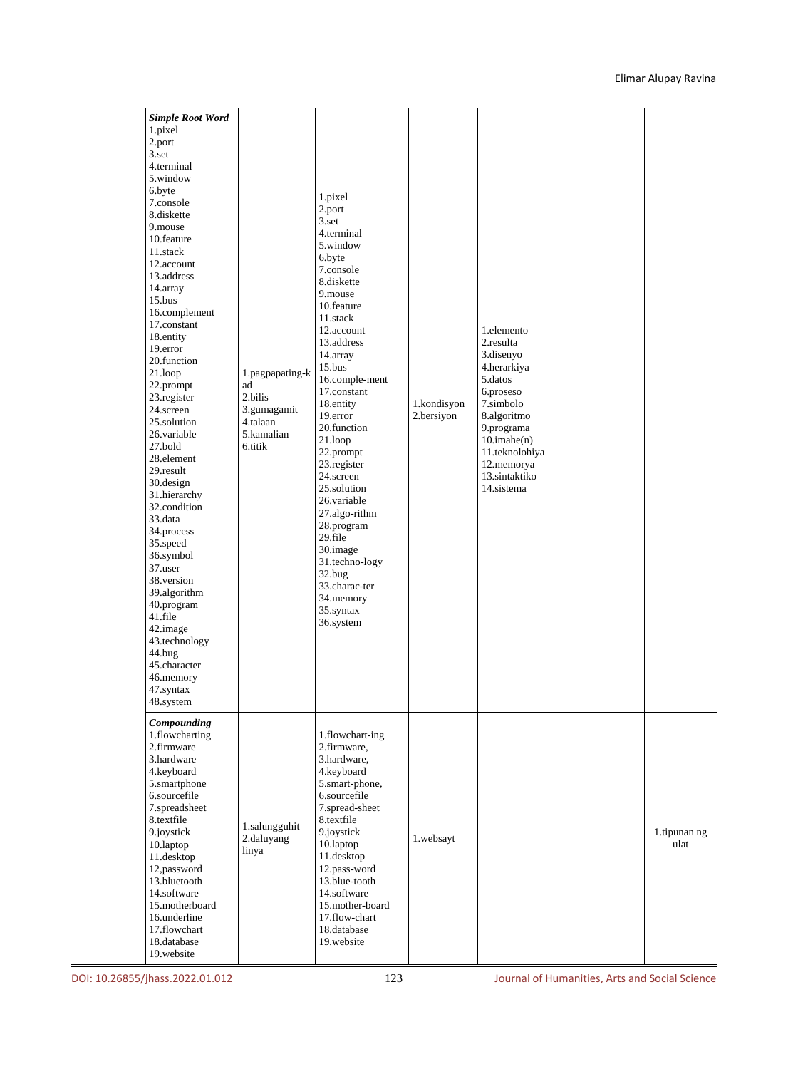| | | | | | | | |
|---|---|---|---|---|---|---|---|
| | ***Simple Root Word***<br>1.pixel<br>2.port<br>3.set<br>4.terminal<br>5.window<br>6.byte<br>7.console<br>8.diskette<br>9.mouse<br>10.feature<br>11.stack<br>12.account<br>13.address<br>14.array<br>15.bus<br>16.complement<br>17.constant<br>18.entity<br>19.error<br>20.function<br>21.loop<br>22.prompt<br>23.register<br>24.screen<br>25.solution<br>26.variable<br>27.bold<br>28.element<br>29.result<br>30.design<br>31.hierarchy<br>32.condition<br>33.data<br>34.process<br>35.speed<br>36.symbol<br>37.user<br>38.version<br>39.algorithm<br>40.program<br>41.file<br>42.image<br>43.technology<br>44.bug<br>45.character<br>46.memory<br>47.syntax<br>48.system | 1.pagpapating-kad<br>2.bilis<br>3.gumagamit<br>4.talaan<br>5.kamalian<br>6.titik | 1.pixel<br>2.port<br>3.set<br>4.terminal<br>5.window<br>6.byte<br>7.console<br>8.diskette<br>9.mouse<br>10.feature<br>11.stack<br>12.account<br>13.address<br>14.array<br>15.bus<br>16.comple-ment<br>17.constant<br>18.entity<br>19.error<br>20.function<br>21.loop<br>22.prompt<br>23.register<br>24.screen<br>25.solution<br>26.variable<br>27.algo-rithm<br>28.program<br>29.file<br>30.image<br>31.techno-logy<br>32.bug<br>33.charac-ter<br>34.memory<br>35.syntax<br>36.system | 1.kondisyon<br>2.bersiyon | 1.elemento<br>2.resulta<br>3.disenyo<br>4.herarkiya<br>5.datos<br>6.proseso<br>7.simbolo<br>8.algoritmo<br>9.programa<br>10.imahe(n)<br>11.teknolohiya<br>12.memorya<br>13.sintaktiko<br>14.sistema | | |
| | ***Compounding***<br>1.flowcharting<br>2.firmware<br>3.hardware<br>4.keyboard<br>5.smartphone<br>6.sourcefile<br>7.spreadsheet<br>8.textfile<br>9.joystick<br>10.laptop<br>11.desktop<br>12,password<br>13.bluetooth<br>14.software<br>15.motherboard<br>16.underline<br>17.flowchart<br>18.database<br>19.website | 1.salungguhit<br>2.daluyang linya | 1.flowchart-ing<br>2.firmware,<br>3.hardware,<br>4.keyboard<br>5.smart-phone,<br>6.sourcefile<br>7.spread-sheet<br>8.textfile<br>9.joystick<br>10.laptop<br>11.desktop<br>12.pass-word<br>13.blue-tooth<br>14.software<br>15.mother-board<br>17.flow-chart<br>18.database<br>19.website | 1.websayt | | | 1.tipunan ng ulat |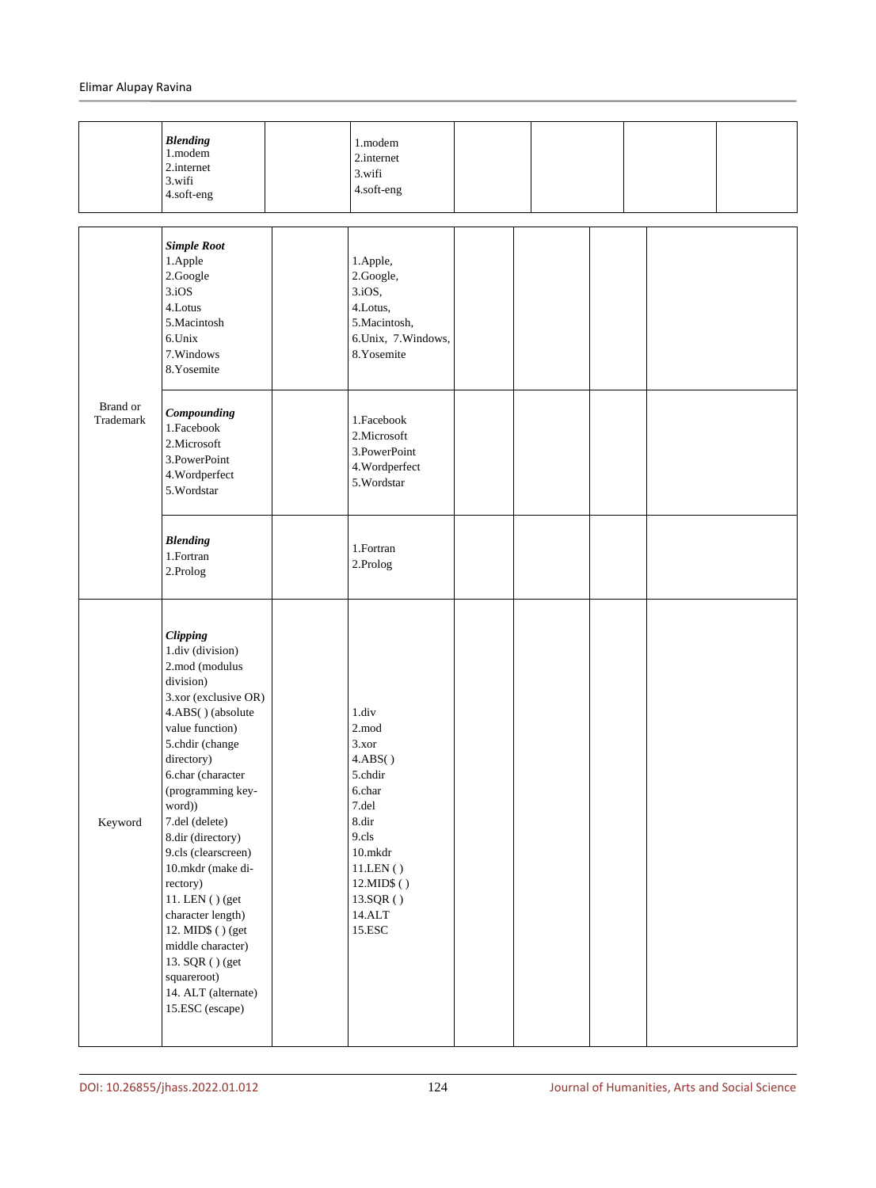| | | | | | | | |
|---|---|---|---|---|---|---|---|
| | ***Blending***<br>1.modem<br>2.internet<br>3.wifi<br>4.soft-eng | | 1.modem<br>2.internet<br>3.wifi<br>4.soft-eng | | | | |
| Brand or Trademark | ***Simple Root***<br>1.Apple<br>2.Google<br>3.iOS<br>4.Lotus<br>5.Macintosh<br>6.Unix<br>7.Windows<br>8.Yosemite | | 1.Apple,<br>2.Google,<br>3.iOS,<br>4.Lotus,<br>5.Macintosh,<br>6.Unix, 7.Windows,<br>8.Yosemite | | | | |
| | ***Compounding***<br>1.Facebook<br>2.Microsoft<br>3.PowerPoint<br>4.Wordperfect<br>5.Wordstar | | 1.Facebook<br>2.Microsoft<br>3.PowerPoint<br>4.Wordperfect<br>5.Wordstar | | | | |
| | ***Blending***<br>1.Fortran<br>2.Prolog | | 1.Fortran<br>2.Prolog | | | | |
| Keyword | ***Clipping***<br>1.div (division)<br>2.mod (modulus division)<br>3.xor (exclusive OR)<br>4.ABS( ) (absolute value function)<br>5.chdir (change directory)<br>6.char (character (programming key-word))<br>7.del (delete)<br>8.dir (directory)<br>9.cls (clearscreen)<br>10.mkdr (make di-rectory)<br>11. LEN ( ) (get character length)<br>12. MID$ ( ) (get middle character)<br>13. SQR ( ) (get squareroot)<br>14. ALT (alternate)<br>15.ESC (escape) | | 1.div<br>2.mod<br>3.xor<br>4.ABS( )<br>5.chdir<br>6.char<br>7.del<br>8.dir<br>9.cls<br>10.mkdr<br>11.LEN ( )<br>12.MID$ ( )<br>13.SQR ( )<br>14.ALT<br>15.ESC | | | | |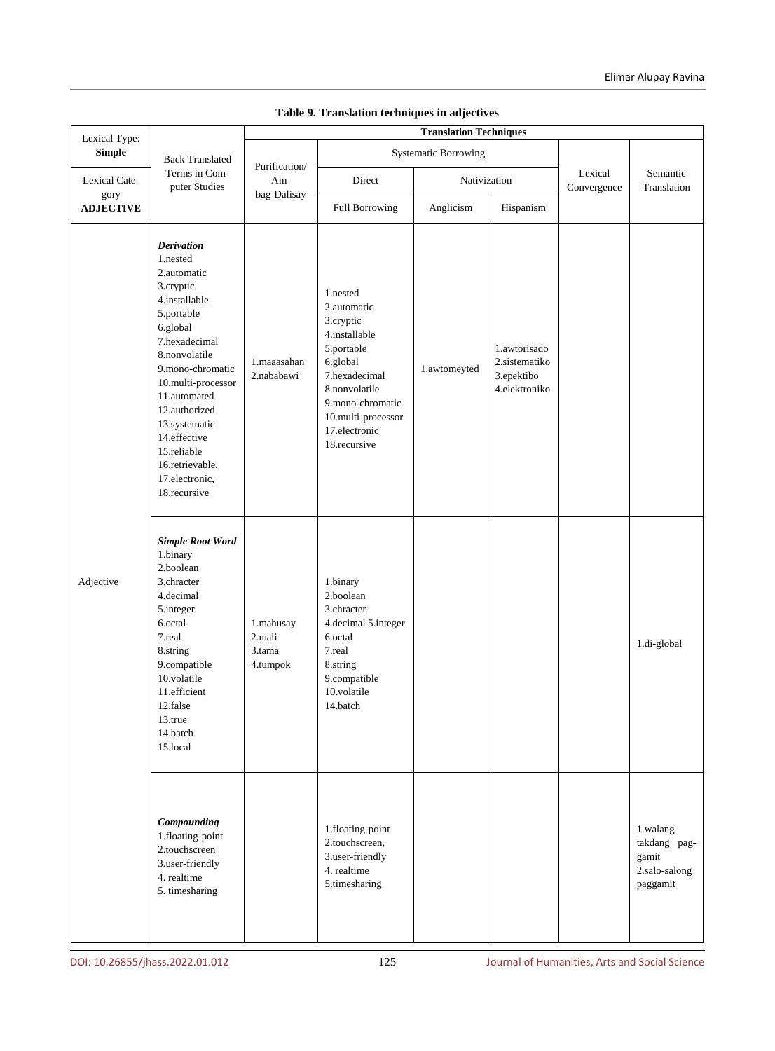**Table 9. Translation techniques in adjectives**

| Lexical Type: **Simple** / Lexical Category **ADJECTIVE** | Back Translated Terms in Computer Studies | Translation Techniques | | | | | |
|---|---|---|---|---|---|---|---|
| | | Purification/ Am-bag-Dalisay | Systematic Borrowing | | | Lexical Convergence | Semantic Translation |
| | | | Direct | Nativization | | | |
| | | | Full Borrowing | Anglicism | Hispanism | | |
| Adjective | ***Derivation*** 1.nested 2.automatic 3.cryptic 4.installable 5.portable 6.global 7.hexadecimal 8.nonvolatile 9.mono-chromatic 10.multi-processor 11.automated 12.authorized 13.systematic 14.effective 15.reliable 16.retrievable, 17.electronic, 18.recursive | 1.maaasahan 2.nababawi | 1.nested 2.automatic 3.cryptic 4.installable 5.portable 6.global 7.hexadecimal 8.nonvolatile 9.mono-chromatic 10.multi-processor 17.electronic 18.recursive | 1.awtomeyted | 1.awtorisado 2.sistematiko 3.epektibo 4.elektroniko | | |
| | ***Simple Root Word*** 1.binary 2.boolean 3.chracter 4.decimal 5.integer 6.octal 7.real 8.string 9.compatible 10.volatile 11.efficient 12.false 13.true 14.batch 15.local | 1.mahusay 2.mali 3.tama 4.tumpok | 1.binary 2.boolean 3.chracter 4.decimal 5.integer 6.octal 7.real 8.string 9.compatible 10.volatile 14.batch | | | | 1.di-global |
| | ***Compounding*** 1.floating-point 2.touchscreen 3.user-friendly 4. realtime 5. timesharing | | 1.floating-point 2.touchscreen, 3.user-friendly 4. realtime 5.timesharing | | | | 1.walang takdang pag-gamit 2.salo-salong paggamit |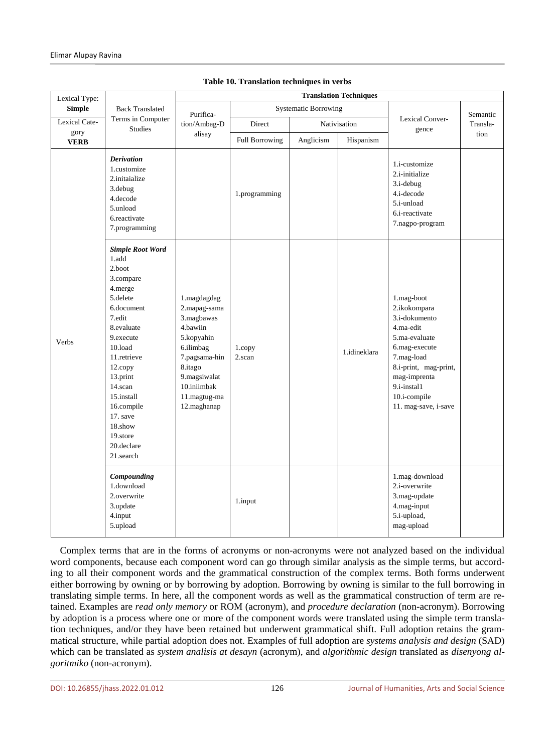**Table 10. Translation techniques in verbs**

| Lexical Type: **Simple** / Lexical Category **VERB** | Back Translated Terms in Computer Studies | Translation Techniques | | | | | |
|---|---|---|---|---|---|---|---|
| | | Purification/Ambag-D alisay | Systematic Borrowing | | | Lexical Convergence | Semantic Translation |
| | | | Direct | Nativisation | | | |
| | | | Full Borrowing | Anglicism | Hispanism | | |
| Verbs | ***Derivation***<br>1.customize<br>2.initaialize<br>3.debug<br>4.decode<br>5.unload<br>6.reactivate<br>7.programming | | 1.programming | | | 1.i-customize<br>2.i-initialize<br>3.i-debug<br>4.i-decode<br>5.i-unload<br>6.i-reactivate<br>7.nagpo-program | |
| | ***Simple Root Word***<br>1.add<br>2.boot<br>3.compare<br>4.merge<br>5.delete<br>6.document<br>7.edit<br>8.evaluate<br>9.execute<br>10.load<br>11.retrieve<br>12.copy<br>13.print<br>14.scan<br>15.install<br>16.compile<br>17. save<br>18.show<br>19.store<br>20.declare<br>21.search | 1.magdagdag<br>2.mapag-sama<br>3.magbawas<br>4.bawiin<br>5.kopyahin<br>6.ilimbag<br>7.pagsama-hin<br>8.itago<br>9.magsiwalat<br>10.iniimbak<br>11.magtug-ma<br>12.maghanap | 1.copy<br>2.scan | | 1.idineklara | 1.mag-boot<br>2.ikokompara<br>3.i-dokumento<br>4.ma-edit<br>5.ma-evaluate<br>6.mag-execute<br>7.mag-load<br>8.i-print, mag-print, mag-imprenta<br>9.i-instal1<br>10.i-compile<br>11. mag-save, i-save | |
| | ***Compounding***<br>1.download<br>2.overwrite<br>3.update<br>4.input<br>5.upload | | 1.input | | | 1.mag-download<br>2.i-overwrite<br>3.mag-update<br>4.mag-input<br>5.i-upload, mag-upload | |

Complex terms that are in the forms of acronyms or non-acronyms were not analyzed based on the individual word components, because each component word can go through similar analysis as the simple terms, but according to all their component words and the grammatical construction of the complex terms. Both forms underwent either borrowing by owning or by borrowing by adoption. Borrowing by owning is similar to the full borrowing in translating simple terms. In here, all the component words as well as the grammatical construction of term are retained. Examples are *read only memory* or ROM (acronym), and *procedure declaration* (non-acronym). Borrowing by adoption is a process where one or more of the component words were translated using the simple term translation techniques, and/or they have been retained but underwent grammatical shift. Full adoption retains the grammatical structure, while partial adoption does not. Examples of full adoption are *systems analysis and design* (SAD) which can be translated as *system analisis at desayn* (acronym), and *algorithmic design* translated as *disenyong algoritmiko* (non-acronym).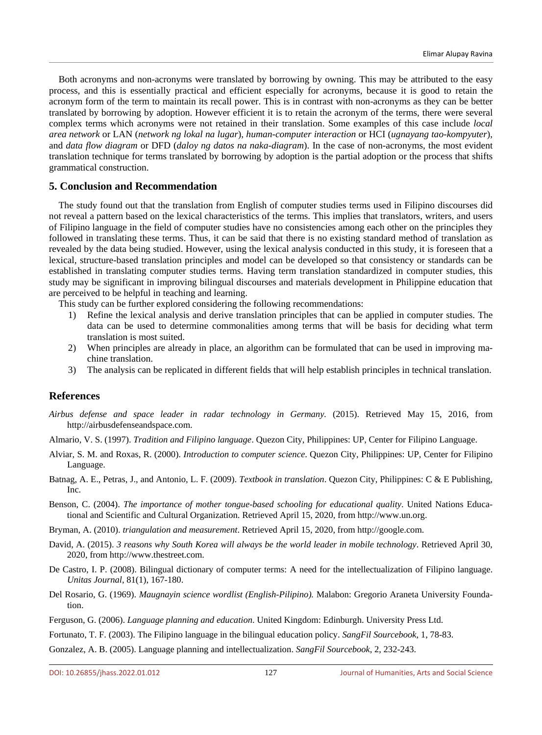Both acronyms and non-acronyms were translated by borrowing by owning. This may be attributed to the easy process, and this is essentially practical and efficient especially for acronyms, because it is good to retain the acronym form of the term to maintain its recall power. This is in contrast with non-acronyms as they can be better translated by borrowing by adoption. However efficient it is to retain the acronym of the terms, there were several complex terms which acronyms were not retained in their translation. Some examples of this case include *local area network* or LAN (*network ng lokal na lugar*), *human-computer interaction* or HCI (*ugnayang tao-kompyuter*), and *data flow diagram* or DFD (*daloy ng datos na naka-diagram*). In the case of non-acronyms, the most evident translation technique for terms translated by borrowing by adoption is the partial adoption or the process that shifts grammatical construction.

## 5. Conclusion and Recommendation

The study found out that the translation from English of computer studies terms used in Filipino discourses did not reveal a pattern based on the lexical characteristics of the terms. This implies that translators, writers, and users of Filipino language in the field of computer studies have no consistencies among each other on the principles they followed in translating these terms. Thus, it can be said that there is no existing standard method of translation as revealed by the data being studied. However, using the lexical analysis conducted in this study, it is foreseen that a lexical, structure-based translation principles and model can be developed so that consistency or standards can be established in translating computer studies terms. Having term translation standardized in computer studies, this study may be significant in improving bilingual discourses and materials development in Philippine education that are perceived to be helpful in teaching and learning.

This study can be further explored considering the following recommendations:

1) Refine the lexical analysis and derive translation principles that can be applied in computer studies. The data can be used to determine commonalities among terms that will be basis for deciding what term translation is most suited.
2) When principles are already in place, an algorithm can be formulated that can be used in improving machine translation.
3) The analysis can be replicated in different fields that will help establish principles in technical translation.

## References

*Airbus defense and space leader in radar technology in Germany*. (2015). Retrieved May 15, 2016, from http://airbusdefenseandspace.com.

Almario, V. S. (1997). *Tradition and Filipino language*. Quezon City, Philippines: UP, Center for Filipino Language.

Alviar, S. M. and Roxas, R. (2000). *Introduction to computer science*. Quezon City, Philippines: UP, Center for Filipino Language.

Batnag, A. E., Petras, J., and Antonio, L. F. (2009). *Textbook in translation*. Quezon City, Philippines: C & E Publishing, Inc.

Benson, C. (2004). *The importance of mother tongue-based schooling for educational quality*. United Nations Educational and Scientific and Cultural Organization. Retrieved April 15, 2020, from http://www.un.org.

Bryman, A. (2010). *triangulation and measurement*. Retrieved April 15, 2020, from http://google.com.

David, A. (2015). *3 reasons why South Korea will always be the world leader in mobile technology*. Retrieved April 30, 2020, from http://www.thestreet.com.

De Castro, I. P. (2008). Bilingual dictionary of computer terms: A need for the intellectualization of Filipino language. *Unitas Journal*, 81(1), 167-180.

Del Rosario, G. (1969). *Maugnayin science wordlist (English-Pilipino).* Malabon: Gregorio Araneta University Foundation.

Ferguson, G. (2006). *Language planning and education*. United Kingdom: Edinburgh. University Press Ltd.

Fortunato, T. F. (2003). The Filipino language in the bilingual education policy. *SangFil Sourcebook*, 1, 78-83.

Gonzalez, A. B. (2005). Language planning and intellectualization. *SangFil Sourcebook*, 2, 232-243.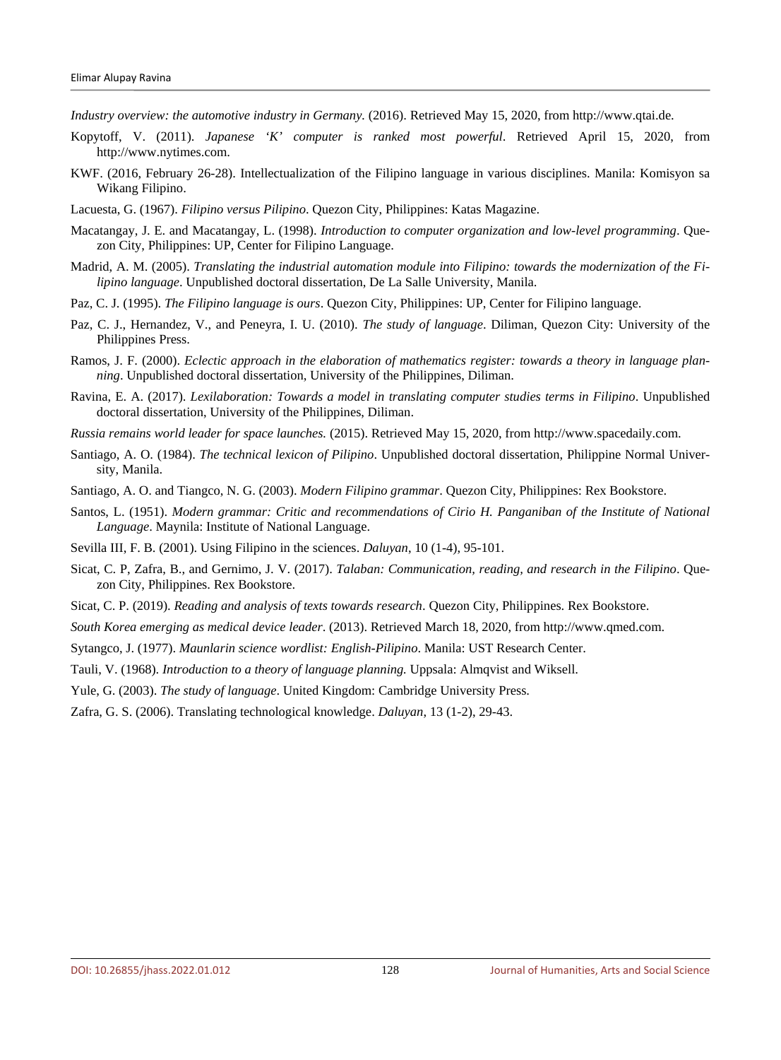*Industry overview: the automotive industry in Germany.* (2016). Retrieved May 15, 2020, from http://www.qtai.de.

Kopytoff, V. (2011). *Japanese 'K' computer is ranked most powerful*. Retrieved April 15, 2020, from http://www.nytimes.com.

KWF. (2016, February 26-28). Intellectualization of the Filipino language in various disciplines. Manila: Komisyon sa Wikang Filipino.

Lacuesta, G. (1967). *Filipino versus Pilipino*. Quezon City, Philippines: Katas Magazine.

Macatangay, J. E. and Macatangay, L. (1998). *Introduction to computer organization and low-level programming*. Quezon City, Philippines: UP, Center for Filipino Language.

Madrid, A. M. (2005). *Translating the industrial automation module into Filipino: towards the modernization of the Filipino language*. Unpublished doctoral dissertation, De La Salle University, Manila.

Paz, C. J. (1995). *The Filipino language is ours*. Quezon City, Philippines: UP, Center for Filipino language.

Paz, C. J., Hernandez, V., and Peneyra, I. U. (2010). *The study of language*. Diliman, Quezon City: University of the Philippines Press.

Ramos, J. F. (2000). *Eclectic approach in the elaboration of mathematics register: towards a theory in language planning*. Unpublished doctoral dissertation, University of the Philippines, Diliman.

Ravina, E. A. (2017). *Lexilaboration: Towards a model in translating computer studies terms in Filipino*. Unpublished doctoral dissertation, University of the Philippines, Diliman.

*Russia remains world leader for space launches.* (2015). Retrieved May 15, 2020, from http://www.spacedaily.com.

Santiago, A. O. (1984). *The technical lexicon of Pilipino*. Unpublished doctoral dissertation, Philippine Normal University, Manila.

Santiago, A. O. and Tiangco, N. G. (2003). *Modern Filipino grammar*. Quezon City, Philippines: Rex Bookstore.

Santos, L. (1951). *Modern grammar: Critic and recommendations of Cirio H. Panganiban of the Institute of National Language*. Maynila: Institute of National Language.

Sevilla III, F. B. (2001). Using Filipino in the sciences. *Daluyan*, 10 (1-4), 95-101.

Sicat, C. P, Zafra, B., and Gernimo, J. V. (2017). *Talaban: Communication, reading, and research in the Filipino*. Quezon City, Philippines. Rex Bookstore.

Sicat, C. P. (2019). *Reading and analysis of texts towards research*. Quezon City, Philippines. Rex Bookstore.

*South Korea emerging as medical device leader*. (2013). Retrieved March 18, 2020, from http://www.qmed.com.

Sytangco, J. (1977). *Maunlarin science wordlist: English-Pilipino*. Manila: UST Research Center.

Tauli, V. (1968). *Introduction to a theory of language planning.* Uppsala: Almqvist and Wiksell.

Yule, G. (2003). *The study of language*. United Kingdom: Cambridge University Press.

Zafra, G. S. (2006). Translating technological knowledge. *Daluyan*, 13 (1-2), 29-43.